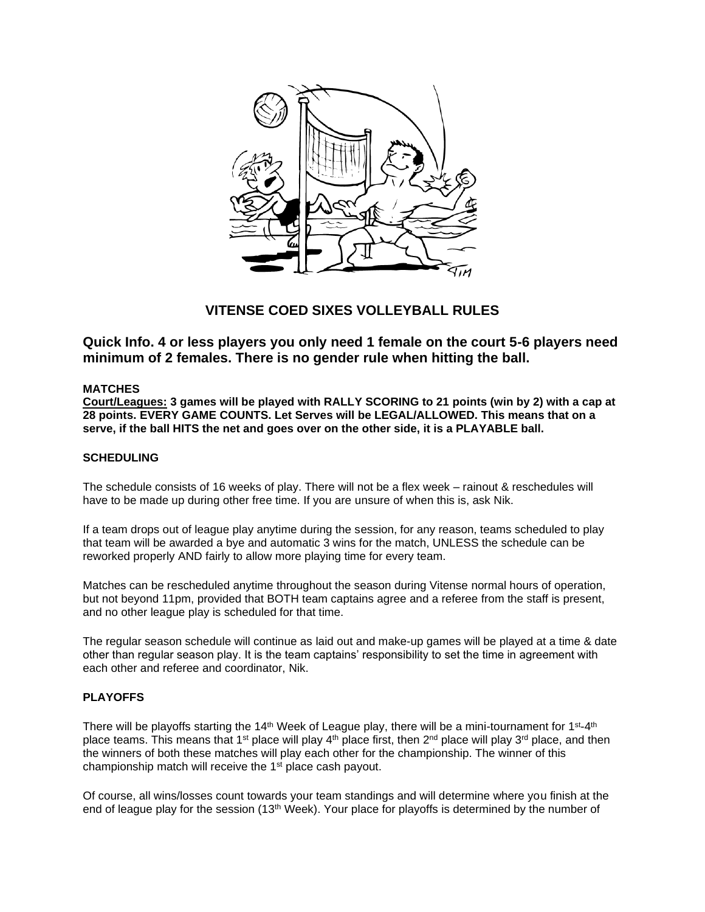# VITENSE COED SIXES VOLLEYBALL RULES

## Quick Info. 4 or less players you only need 1 female on the court 5-6 players need minimum of 2 females. There is no gender rule when hitting the ball.

**MATCHES**

**<u>Court/Leagues:</u> 3 games will be played with RALLY SCORING to 21 points (win by 2) with a cap at 28 points. EVERY GAME COUNTS. Let Serves will be LEGAL/ALLOWED. This means that on a serve, if the ball HITS the net and goes over on the other side, it is a PLAYABLE ball.**

**SCHEDULING**

The schedule consists of 16 weeks of play. There will not be a flex week – rainout & reschedules will have to be made up during other free time. If you are unsure of when this is, ask Nik.

If a team drops out of league play anytime during the session, for any reason, teams scheduled to play that team will be awarded a bye and automatic 3 wins for the match, UNLESS the schedule can be reworked properly AND fairly to allow more playing time for every team.

Matches can be rescheduled anytime throughout the season during Vitense normal hours of operation, but not beyond 11pm, provided that BOTH team captains agree and a referee from the staff is present, and no other league play is scheduled for that time.

The regular season schedule will continue as laid out and make-up games will be played at a time & date other than regular season play. It is the team captains' responsibility to set the time in agreement with each other and referee and coordinator, Nik.

**PLAYOFFS**

There will be playoffs starting the 14th Week of League play, there will be a mini-tournament for 1st-4th place teams. This means that 1st place will play 4th place first, then 2nd place will play 3rd place, and then the winners of both these matches will play each other for the championship. The winner of this championship match will receive the 1st place cash payout.

Of course, all wins/losses count towards your team standings and will determine where you finish at the end of league play for the session (13th Week). Your place for playoffs is determined by the number of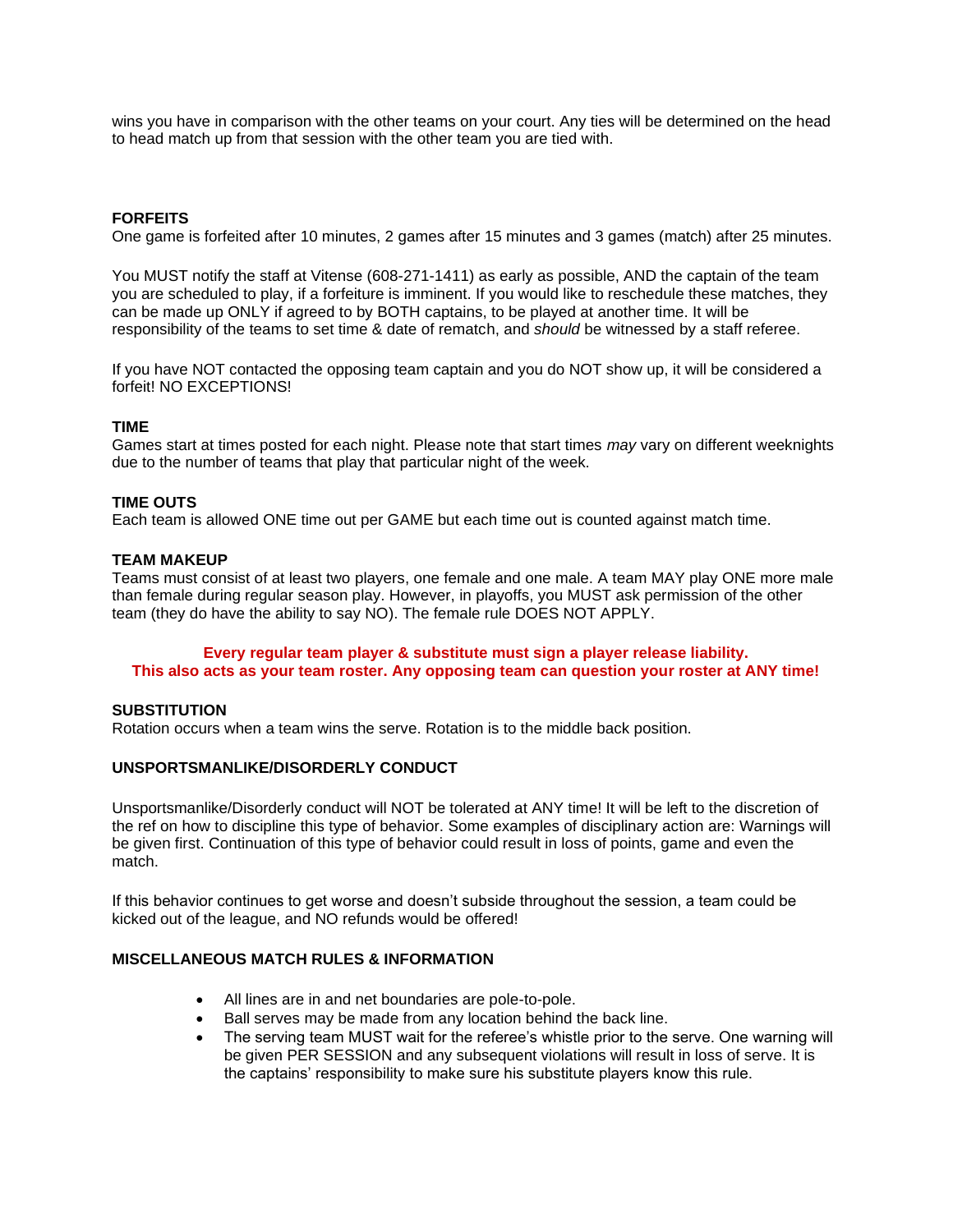wins you have in comparison with the other teams on your court. Any ties will be determined on the head to head match up from that session with the other team you are tied with.

**FORFEITS**
One game is forfeited after 10 minutes, 2 games after 15 minutes and 3 games (match) after 25 minutes.

You MUST notify the staff at Vitense (608-271-1411) as early as possible, AND the captain of the team you are scheduled to play, if a forfeiture is imminent. If you would like to reschedule these matches, they can be made up ONLY if agreed to by BOTH captains, to be played at another time. It will be responsibility of the teams to set time & date of rematch, and *should* be witnessed by a staff referee.

If you have NOT contacted the opposing team captain and you do NOT show up, it will be considered a forfeit! NO EXCEPTIONS!

**TIME**
Games start at times posted for each night. Please note that start times *may* vary on different weeknights due to the number of teams that play that particular night of the week.

**TIME OUTS**
Each team is allowed ONE time out per GAME but each time out is counted against match time.

**TEAM MAKEUP**
Teams must consist of at least two players, one female and one male. A team MAY play ONE more male than female during regular season play. However, in playoffs, you MUST ask permission of the other team (they do have the ability to say NO). The female rule DOES NOT APPLY.

**Every regular team player & substitute must sign a player release liability.
This also acts as your team roster. Any opposing team can question your roster at ANY time!**

**SUBSTITUTION**
Rotation occurs when a team wins the serve. Rotation is to the middle back position.

**UNSPORTSMANLIKE/DISORDERLY CONDUCT**

Unsportsmanlike/Disorderly conduct will NOT be tolerated at ANY time! It will be left to the discretion of the ref on how to discipline this type of behavior. Some examples of disciplinary action are: Warnings will be given first. Continuation of this type of behavior could result in loss of points, game and even the match.

If this behavior continues to get worse and doesn't subside throughout the session, a team could be kicked out of the league, and NO refunds would be offered!

**MISCELLANEOUS MATCH RULES & INFORMATION**

- All lines are in and net boundaries are pole-to-pole.
- Ball serves may be made from any location behind the back line.
- The serving team MUST wait for the referee's whistle prior to the serve. One warning will be given PER SESSION and any subsequent violations will result in loss of serve. It is the captains' responsibility to make sure his substitute players know this rule.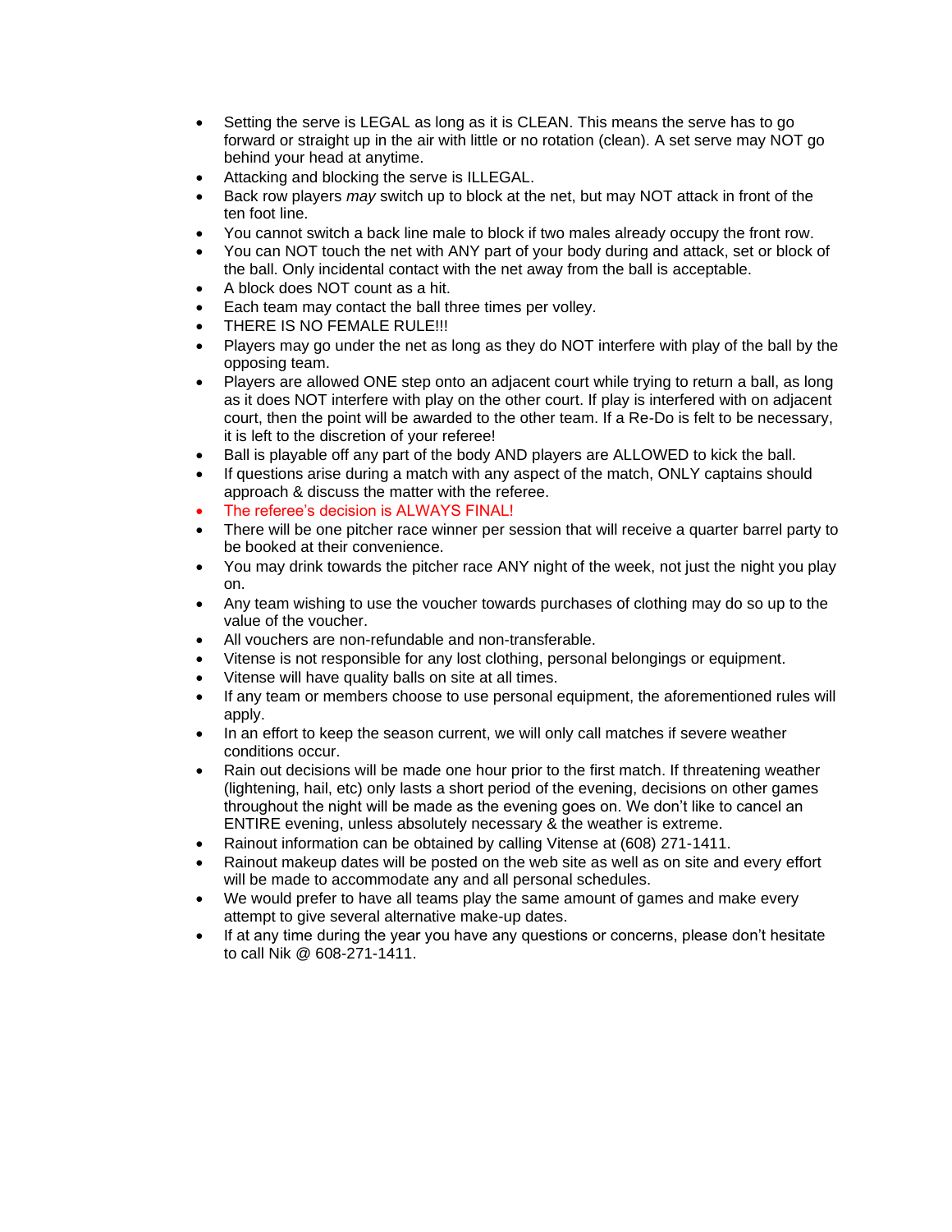- Setting the serve is LEGAL as long as it is CLEAN. This means the serve has to go forward or straight up in the air with little or no rotation (clean). A set serve may NOT go behind your head at anytime.
- Attacking and blocking the serve is ILLEGAL.
- Back row players *may* switch up to block at the net, but may NOT attack in front of the ten foot line.
- You cannot switch a back line male to block if two males already occupy the front row.
- You can NOT touch the net with ANY part of your body during and attack, set or block of the ball. Only incidental contact with the net away from the ball is acceptable.
- A block does NOT count as a hit.
- Each team may contact the ball three times per volley.
- THERE IS NO FEMALE RULE!!!
- Players may go under the net as long as they do NOT interfere with play of the ball by the opposing team.
- Players are allowed ONE step onto an adjacent court while trying to return a ball, as long as it does NOT interfere with play on the other court. If play is interfered with on adjacent court, then the point will be awarded to the other team. If a Re-Do is felt to be necessary, it is left to the discretion of your referee!
- Ball is playable off any part of the body AND players are ALLOWED to kick the ball.
- If questions arise during a match with any aspect of the match, ONLY captains should approach & discuss the matter with the referee.
- The referee's decision is ALWAYS FINAL!
- There will be one pitcher race winner per session that will receive a quarter barrel party to be booked at their convenience.
- You may drink towards the pitcher race ANY night of the week, not just the night you play on.
- Any team wishing to use the voucher towards purchases of clothing may do so up to the value of the voucher.
- All vouchers are non-refundable and non-transferable.
- Vitense is not responsible for any lost clothing, personal belongings or equipment.
- Vitense will have quality balls on site at all times.
- If any team or members choose to use personal equipment, the aforementioned rules will apply.
- In an effort to keep the season current, we will only call matches if severe weather conditions occur.
- Rain out decisions will be made one hour prior to the first match. If threatening weather (lightening, hail, etc) only lasts a short period of the evening, decisions on other games throughout the night will be made as the evening goes on. We don't like to cancel an ENTIRE evening, unless absolutely necessary & the weather is extreme.
- Rainout information can be obtained by calling Vitense at (608) 271-1411.
- Rainout makeup dates will be posted on the web site as well as on site and every effort will be made to accommodate any and all personal schedules.
- We would prefer to have all teams play the same amount of games and make every attempt to give several alternative make-up dates.
- If at any time during the year you have any questions or concerns, please don't hesitate to call Nik @ 608-271-1411.